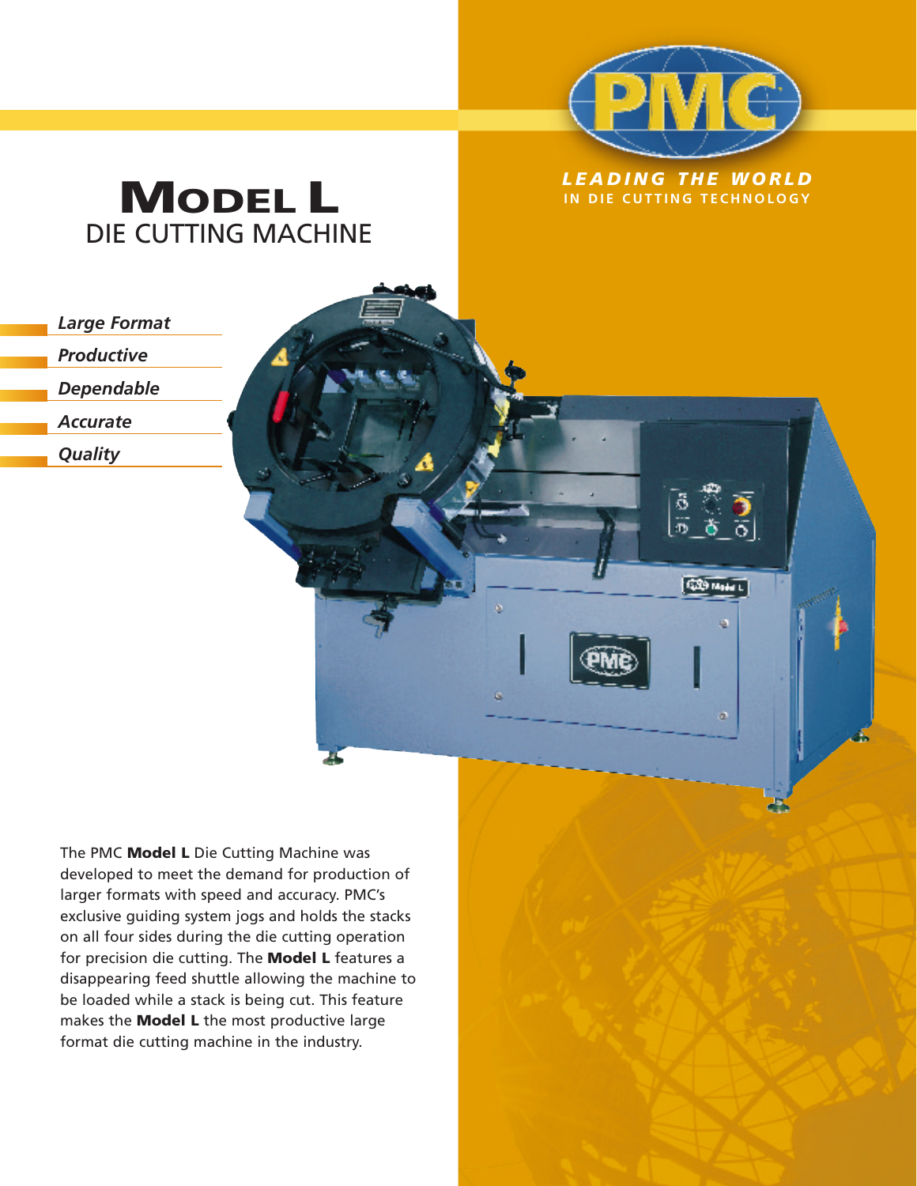PMC

*LEADING THE WORLD*
**IN DIE CUTTING TECHNOLOGY**

# Model L
## DIE CUTTING MACHINE

- ***Large Format***
- ***Productive***
- ***Dependable***
- ***Accurate***
- ***Quality***

The PMC **Model L** Die Cutting Machine was developed to meet the demand for production of larger formats with speed and accuracy. PMC's exclusive guiding system jogs and holds the stacks on all four sides during the die cutting operation for precision die cutting. The **Model L** features a disappearing feed shuttle allowing the machine to be loaded while a stack is being cut. This feature makes the **Model L** the most productive large format die cutting machine in the industry.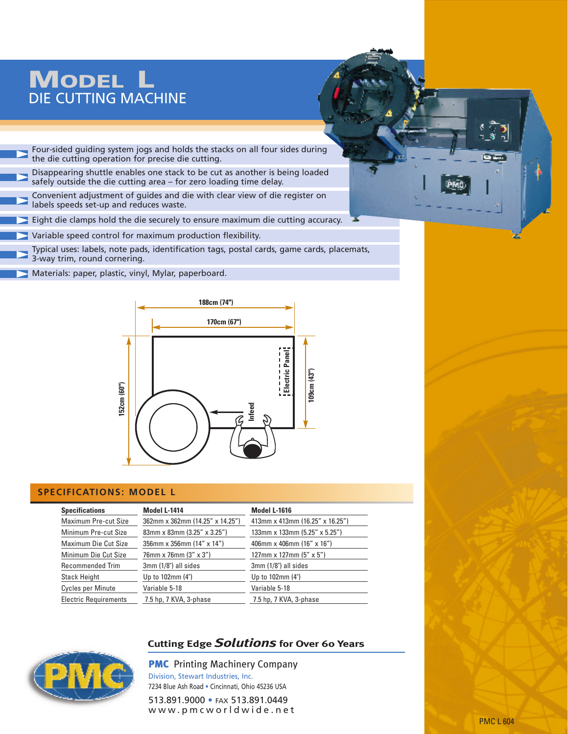# MODEL L

## DIE CUTTING MACHINE

- Four-sided guiding system jogs and holds the stacks on all four sides during the die cutting operation for precise die cutting.
- Disappearing shuttle enables one stack to be cut as another is being loaded safely outside the die cutting area – for zero loading time delay.
- Convenient adjustment of guides and die with clear view of die register on labels speeds set-up and reduces waste.
- Eight die clamps hold the die securely to ensure maximum die cutting accuracy.
- Variable speed control for maximum production flexibility.
- Typical uses: labels, note pads, identification tags, postal cards, game cards, placemats, 3-way trim, round cornering.
- Materials: paper, plastic, vinyl, Mylar, paperboard.

188cm (74")

170cm (67")

152cm (60")

109cm (43")

Electric Panel

Infeed

## SPECIFICATIONS: MODEL L

| Specifications | Model L-1414 | Model L-1616 |
|---|---|---|
| Maximum Pre-cut Size | 362mm x 362mm (14.25" x 14.25") | 413mm x 413mm (16.25" x 16.25") |
| Minimum Pre-cut Size | 83mm x 83mm (3.25" x 3.25") | 133mm x 133mm (5.25" x 5.25") |
| Maximum Die Cut Size | 356mm x 356mm (14" x 14") | 406mm x 406mm (16" x 16") |
| Minimum Die Cut Size | 76mm x 76mm (3" x 3") | 127mm x 127mm (5" x 5") |
| Recommended Trim | 3mm (1/8") all sides | 3mm (1/8") all sides |
| Stack Height | Up to 102mm (4") | Up to 102mm (4") |
| Cycles per Minute | Variable 5-18 | Variable 5-18 |
| Electric Requirements | 7.5 hp, 7 KVA, 3-phase | 7.5 hp, 7 KVA, 3-phase |

**Cutting Edge *Solutions* for Over 60 Years**

**PMC** Printing Machinery Company
Division, Stewart Industries, Inc.
7234 Blue Ash Road • Cincinnati, Ohio 45236 USA

513.891.9000 • FAX 513.891.0449
www.pmcworldwide.net

PMC L 604